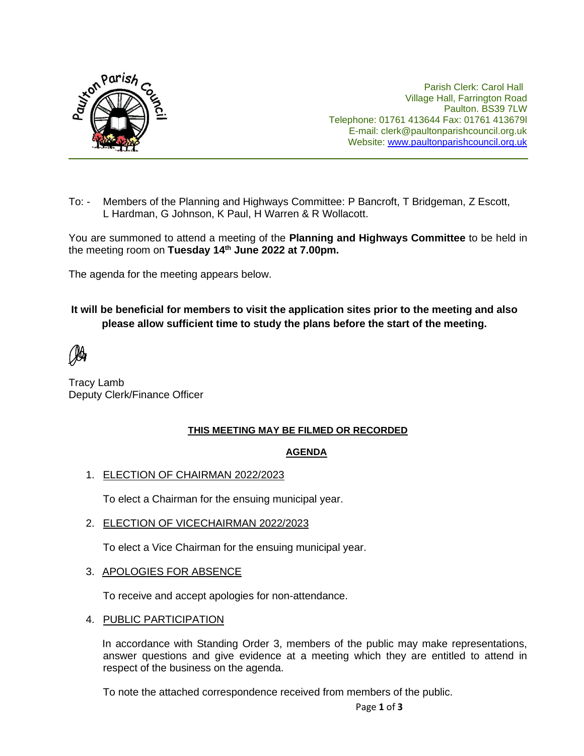Parish Clerk: Carol Hall
Village Hall, Farrington Road
Paulton. BS39 7LW
Telephone: 01761 413644 Fax: 01761 413679l
E-mail: clerk@paultonparishcouncil.org.uk
Website: www.paultonparishcouncil.org.uk

To: - Members of the Planning and Highways Committee: P Bancroft, T Bridgeman, Z Escott, L Hardman, G Johnson, K Paul, H Warren & R Wollacott.

You are summoned to attend a meeting of the **Planning and Highways Committee** to be held in the meeting room on **Tuesday 14th June 2022 at 7.00pm.**

The agenda for the meeting appears below.

**It will be beneficial for members to visit the application sites prior to the meeting and also please allow sufficient time to study the plans before the start of the meeting.**

Tracy Lamb
Deputy Clerk/Finance Officer

**THIS MEETING MAY BE FILMED OR RECORDED**

## AGENDA

1. ELECTION OF CHAIRMAN 2022/2023

   To elect a Chairman for the ensuing municipal year.

2. ELECTION OF VICECHAIRMAN 2022/2023

   To elect a Vice Chairman for the ensuing municipal year.

3. APOLOGIES FOR ABSENCE

   To receive and accept apologies for non-attendance.

4. PUBLIC PARTICIPATION

   In accordance with Standing Order 3, members of the public may make representations, answer questions and give evidence at a meeting which they are entitled to attend in respect of the business on the agenda.

   To note the attached correspondence received from members of the public.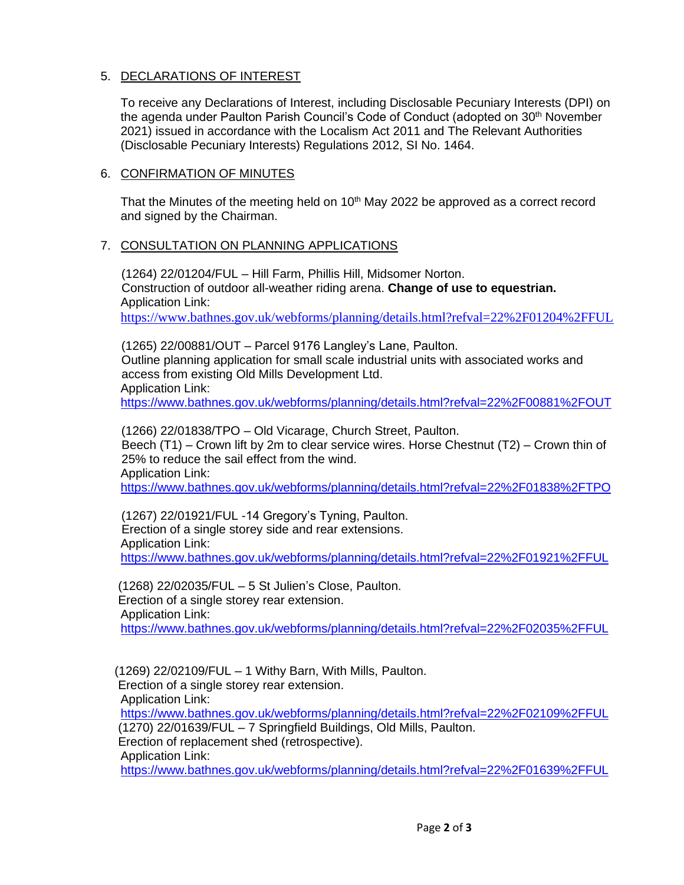5. DECLARATIONS OF INTEREST

   To receive any Declarations of Interest, including Disclosable Pecuniary Interests (DPI) on the agenda under Paulton Parish Council's Code of Conduct (adopted on 30th November 2021) issued in accordance with the Localism Act 2011 and The Relevant Authorities (Disclosable Pecuniary Interests) Regulations 2012, SI No. 1464.

6. CONFIRMATION OF MINUTES

   That the Minutes *o*f the meeting held on 10th May 2022 be approved as a correct record and signed by the Chairman.

7. CONSULTATION ON PLANNING APPLICATIONS

   (1264) 22/01204/FUL – Hill Farm, Phillis Hill, Midsomer Norton.
   Construction of outdoor all-weather riding arena. **Change of use to equestrian.**
   Application Link:
   https://www.bathnes.gov.uk/webforms/planning/details.html?refval=22%2F01204%2FFUL

   (1265) 22/00881/OUT – Parcel 9176 Langley's Lane, Paulton.
   Outline planning application for small scale industrial units with associated works and access from existing Old Mills Development Ltd.
   Application Link:
   https://www.bathnes.gov.uk/webforms/planning/details.html?refval=22%2F00881%2FOUT

   (1266) 22/01838/TPO – Old Vicarage, Church Street, Paulton.
   Beech (T1) – Crown lift by 2m to clear service wires. Horse Chestnut (T2) – Crown thin of 25% to reduce the sail effect from the wind.
   Application Link:
   https://www.bathnes.gov.uk/webforms/planning/details.html?refval=22%2F01838%2FTPO

   (1267) 22/01921/FUL -14 Gregory's Tyning, Paulton.
   Erection of a single storey side and rear extensions.
   Application Link:
   https://www.bathnes.gov.uk/webforms/planning/details.html?refval=22%2F01921%2FFUL

   (1268) 22/02035/FUL – 5 St Julien's Close, Paulton.
   Erection of a single storey rear extension.
   Application Link:
   https://www.bathnes.gov.uk/webforms/planning/details.html?refval=22%2F02035%2FFUL

   (1269) 22/02109/FUL – 1 Withy Barn, With Mills, Paulton.
   Erection of a single storey rear extension.
   Application Link:
   https://www.bathnes.gov.uk/webforms/planning/details.html?refval=22%2F02109%2FFUL

   (1270) 22/01639/FUL – 7 Springfield Buildings, Old Mills, Paulton.
   Erection of replacement shed (retrospective).
   Application Link:
   https://www.bathnes.gov.uk/webforms/planning/details.html?refval=22%2F01639%2FFUL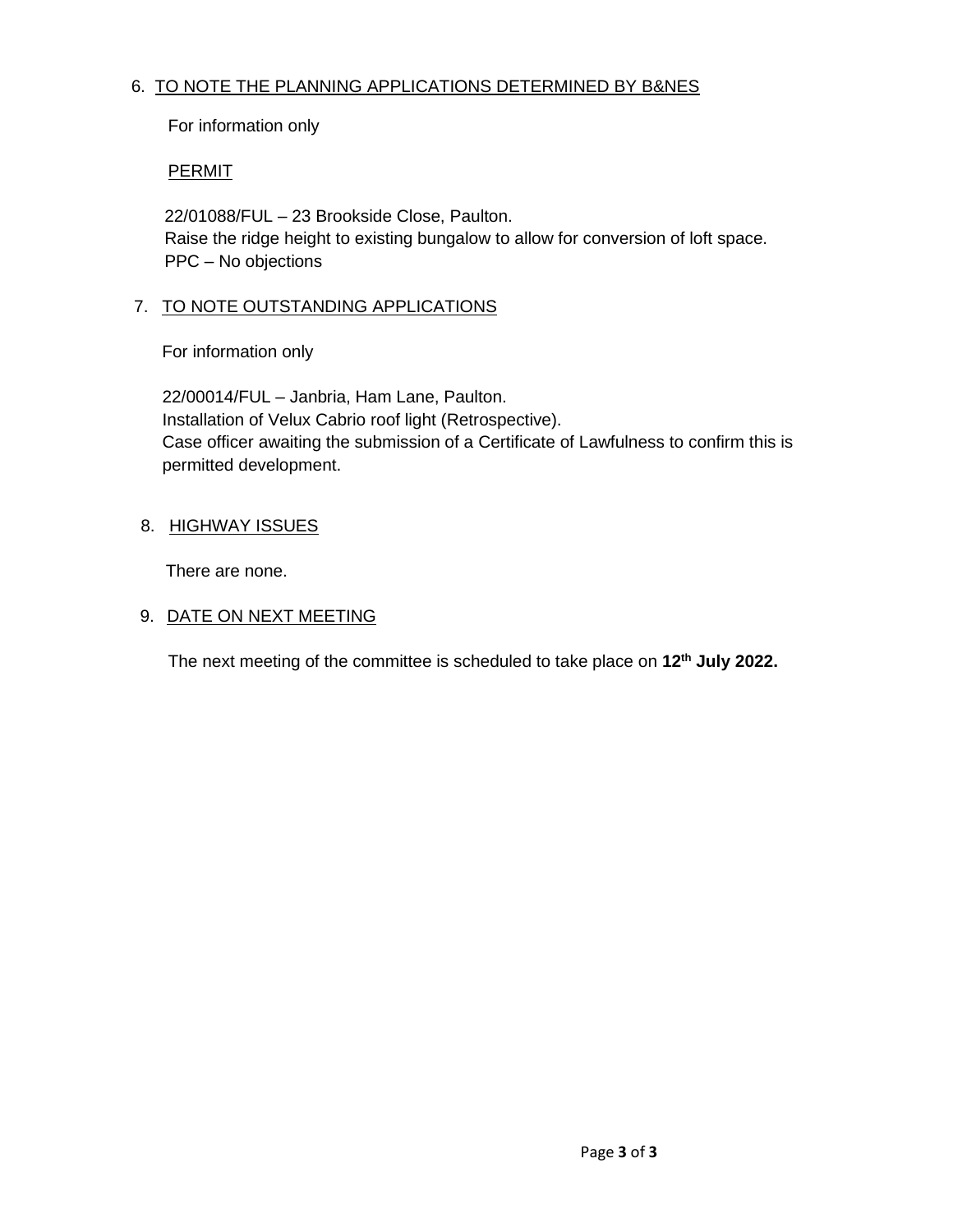6. TO NOTE THE PLANNING APPLICATIONS DETERMINED BY B&NES

For information only

PERMIT

22/01088/FUL – 23 Brookside Close, Paulton.
Raise the ridge height to existing bungalow to allow for conversion of loft space.
PPC – No objections

7. TO NOTE OUTSTANDING APPLICATIONS

For information only

22/00014/FUL – Janbria, Ham Lane, Paulton.
Installation of Velux Cabrio roof light (Retrospective).
Case officer awaiting the submission of a Certificate of Lawfulness to confirm this is permitted development.

8. HIGHWAY ISSUES

There are none.

9. DATE ON NEXT MEETING

The next meeting of the committee is scheduled to take place on **12th July 2022.**